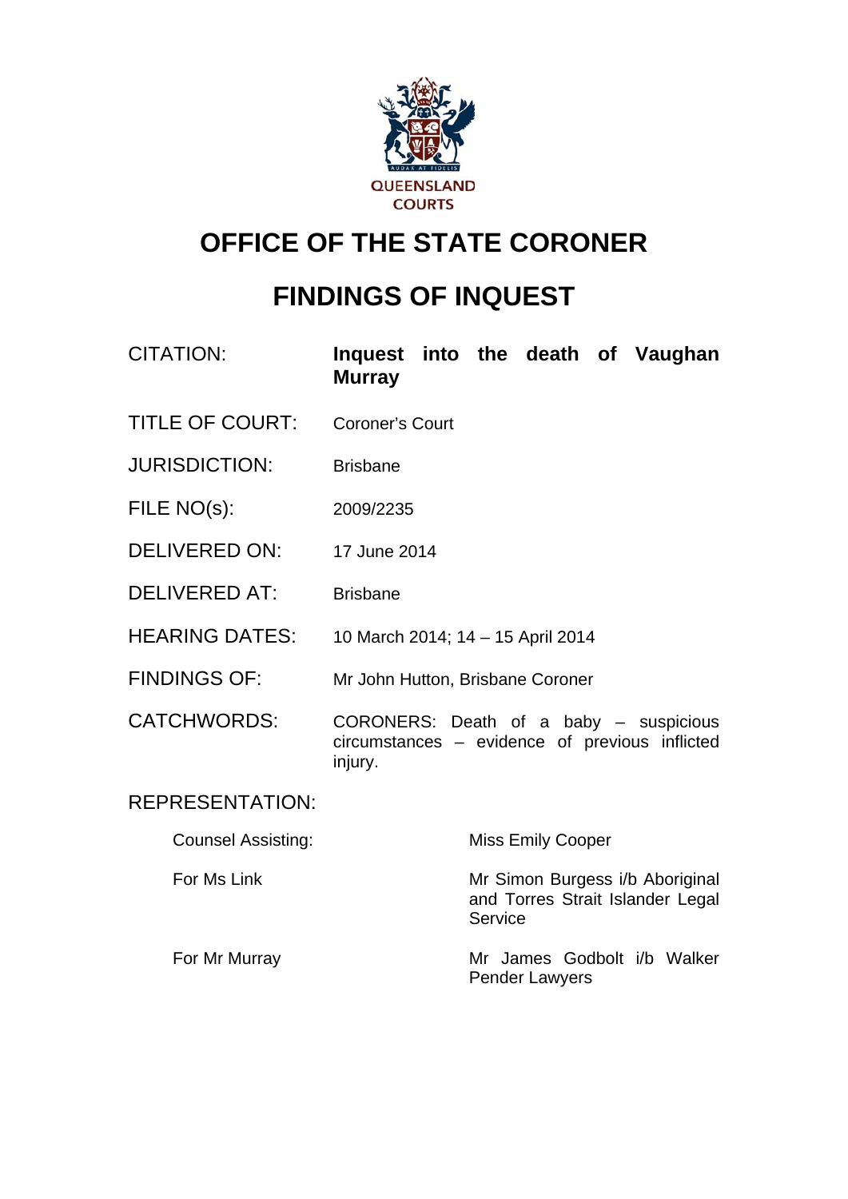QUEENSLAND COURTS

# OFFICE OF THE STATE CORONER

# FINDINGS OF INQUEST

| | |
|---|---|
| CITATION: | **Inquest into the death of Vaughan Murray** |
| TITLE OF COURT: | Coroner's Court |
| JURISDICTION: | Brisbane |
| FILE NO(s): | 2009/2235 |
| DELIVERED ON: | 17 June 2014 |
| DELIVERED AT: | Brisbane |
| HEARING DATES: | 10 March 2014; 14 – 15 April 2014 |
| FINDINGS OF: | Mr John Hutton, Brisbane Coroner |
| CATCHWORDS: | CORONERS: Death of a baby – suspicious circumstances – evidence of previous inflicted injury. |

REPRESENTATION:

| | |
|---|---|
| Counsel Assisting: | Miss Emily Cooper |
| For Ms Link | Mr Simon Burgess i/b Aboriginal and Torres Strait Islander Legal Service |
| For Mr Murray | Mr James Godbolt i/b Walker Pender Lawyers |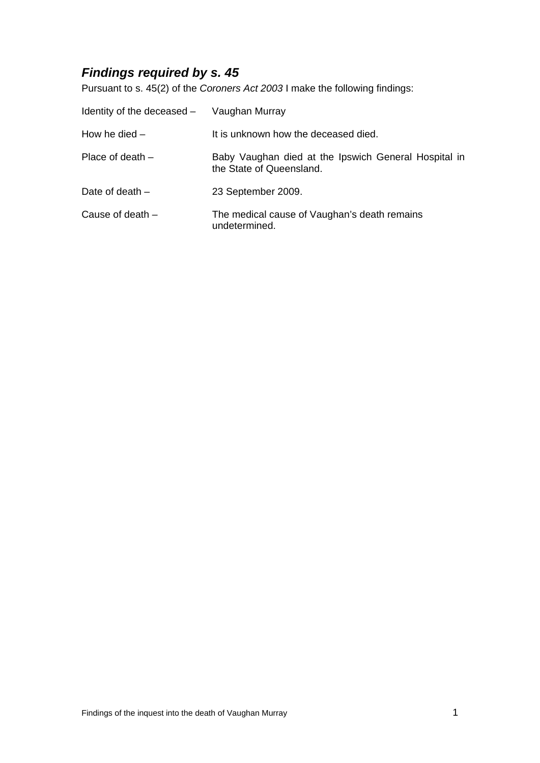## *Findings required by s. 45*

Pursuant to s. 45(2) of the *Coroners Act 2003* I make the following findings:

| | |
|---|---|
| Identity of the deceased – | Vaughan Murray |
| How he died – | It is unknown how the deceased died. |
| Place of death – | Baby Vaughan died at the Ipswich General Hospital in the State of Queensland. |
| Date of death – | 23 September 2009. |
| Cause of death – | The medical cause of Vaughan's death remains undetermined. |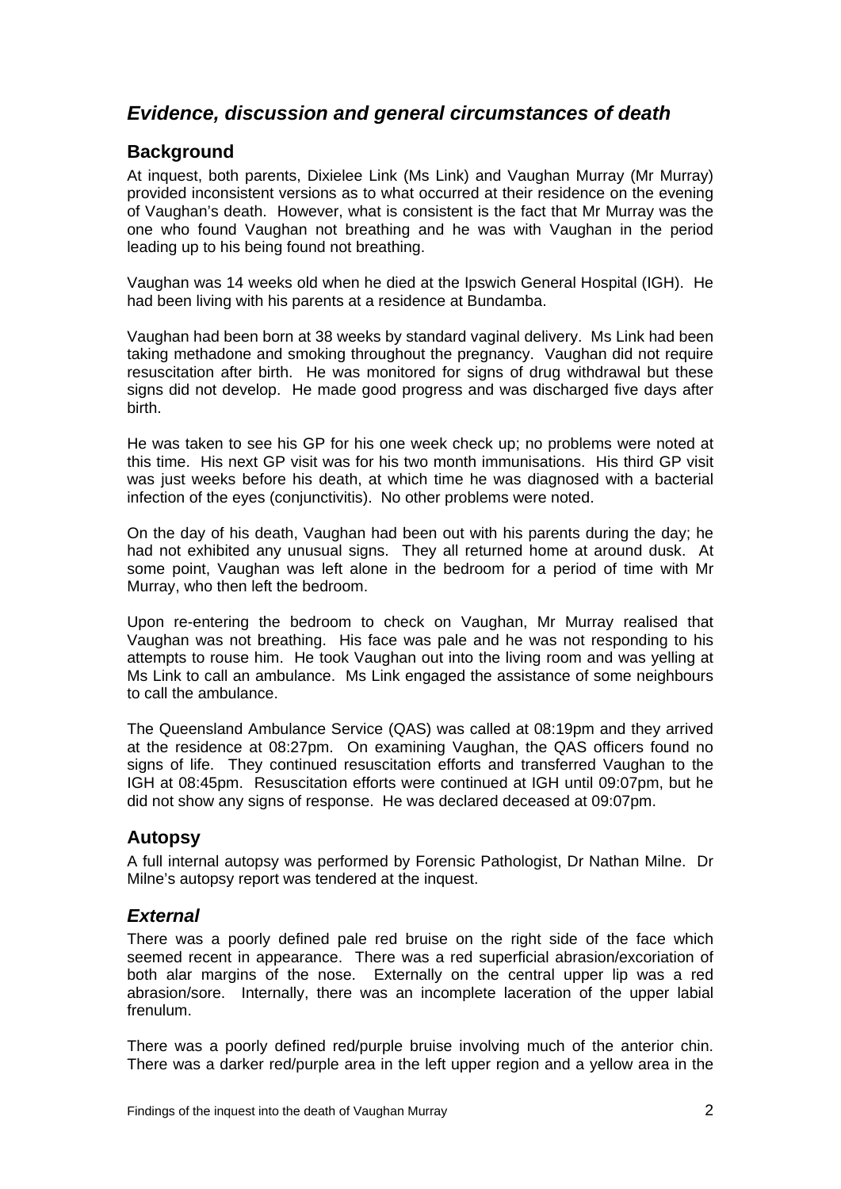## *Evidence, discussion and general circumstances of death*

### Background

At inquest, both parents, Dixielee Link (Ms Link) and Vaughan Murray (Mr Murray) provided inconsistent versions as to what occurred at their residence on the evening of Vaughan's death. However, what is consistent is the fact that Mr Murray was the one who found Vaughan not breathing and he was with Vaughan in the period leading up to his being found not breathing.

Vaughan was 14 weeks old when he died at the Ipswich General Hospital (IGH). He had been living with his parents at a residence at Bundamba.

Vaughan had been born at 38 weeks by standard vaginal delivery. Ms Link had been taking methadone and smoking throughout the pregnancy. Vaughan did not require resuscitation after birth. He was monitored for signs of drug withdrawal but these signs did not develop. He made good progress and was discharged five days after birth.

He was taken to see his GP for his one week check up; no problems were noted at this time. His next GP visit was for his two month immunisations. His third GP visit was just weeks before his death, at which time he was diagnosed with a bacterial infection of the eyes (conjunctivitis). No other problems were noted.

On the day of his death, Vaughan had been out with his parents during the day; he had not exhibited any unusual signs. They all returned home at around dusk. At some point, Vaughan was left alone in the bedroom for a period of time with Mr Murray, who then left the bedroom.

Upon re-entering the bedroom to check on Vaughan, Mr Murray realised that Vaughan was not breathing. His face was pale and he was not responding to his attempts to rouse him. He took Vaughan out into the living room and was yelling at Ms Link to call an ambulance. Ms Link engaged the assistance of some neighbours to call the ambulance.

The Queensland Ambulance Service (QAS) was called at 08:19pm and they arrived at the residence at 08:27pm. On examining Vaughan, the QAS officers found no signs of life. They continued resuscitation efforts and transferred Vaughan to the IGH at 08:45pm. Resuscitation efforts were continued at IGH until 09:07pm, but he did not show any signs of response. He was declared deceased at 09:07pm.

### Autopsy

A full internal autopsy was performed by Forensic Pathologist, Dr Nathan Milne. Dr Milne's autopsy report was tendered at the inquest.

### *External*

There was a poorly defined pale red bruise on the right side of the face which seemed recent in appearance. There was a red superficial abrasion/excoriation of both alar margins of the nose. Externally on the central upper lip was a red abrasion/sore. Internally, there was an incomplete laceration of the upper labial frenulum.

There was a poorly defined red/purple bruise involving much of the anterior chin. There was a darker red/purple area in the left upper region and a yellow area in the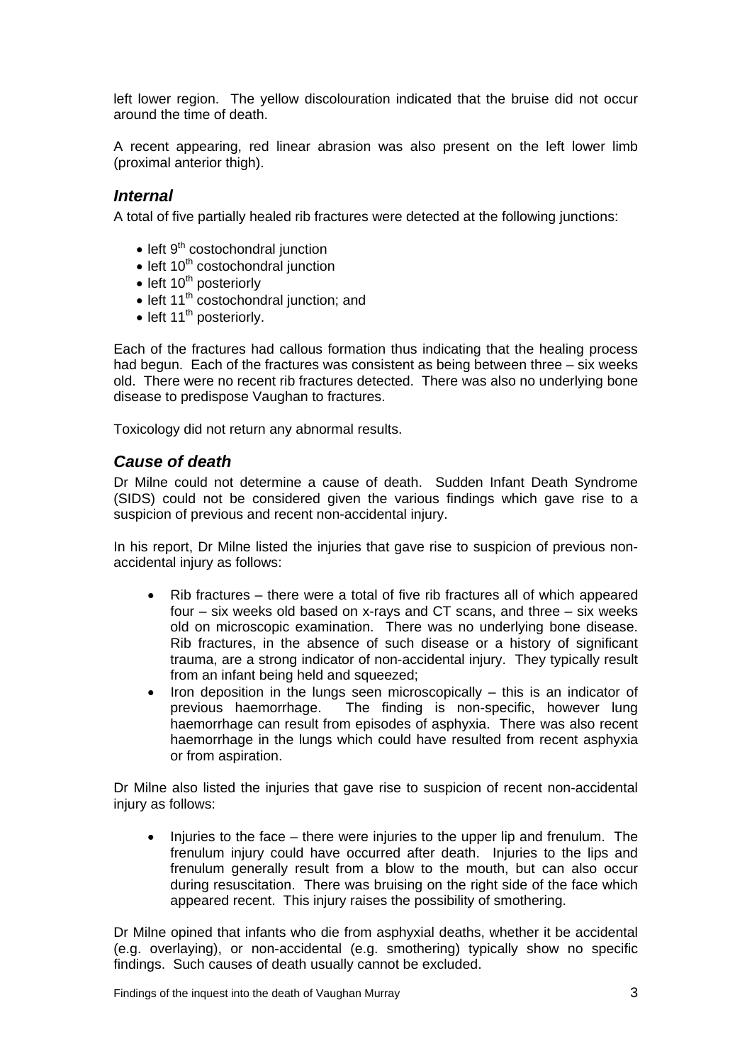left lower region. The yellow discolouration indicated that the bruise did not occur around the time of death.

A recent appearing, red linear abrasion was also present on the left lower limb (proximal anterior thigh).

### *Internal*

A total of five partially healed rib fractures were detected at the following junctions:

- left 9th costochondral junction
- left 10th costochondral junction
- left 10th posteriorly
- left 11th costochondral junction; and
- left 11th posteriorly.

Each of the fractures had callous formation thus indicating that the healing process had begun. Each of the fractures was consistent as being between three – six weeks old. There were no recent rib fractures detected. There was also no underlying bone disease to predispose Vaughan to fractures.

Toxicology did not return any abnormal results.

### *Cause of death*

Dr Milne could not determine a cause of death. Sudden Infant Death Syndrome (SIDS) could not be considered given the various findings which gave rise to a suspicion of previous and recent non-accidental injury.

In his report, Dr Milne listed the injuries that gave rise to suspicion of previous non-accidental injury as follows:

- Rib fractures – there were a total of five rib fractures all of which appeared four – six weeks old based on x-rays and CT scans, and three – six weeks old on microscopic examination. There was no underlying bone disease. Rib fractures, in the absence of such disease or a history of significant trauma, are a strong indicator of non-accidental injury. They typically result from an infant being held and squeezed;
- Iron deposition in the lungs seen microscopically – this is an indicator of previous haemorrhage. The finding is non-specific, however lung haemorrhage can result from episodes of asphyxia. There was also recent haemorrhage in the lungs which could have resulted from recent asphyxia or from aspiration.

Dr Milne also listed the injuries that gave rise to suspicion of recent non-accidental injury as follows:

- Injuries to the face – there were injuries to the upper lip and frenulum. The frenulum injury could have occurred after death. Injuries to the lips and frenulum generally result from a blow to the mouth, but can also occur during resuscitation. There was bruising on the right side of the face which appeared recent. This injury raises the possibility of smothering.

Dr Milne opined that infants who die from asphyxial deaths, whether it be accidental (e.g. overlaying), or non-accidental (e.g. smothering) typically show no specific findings. Such causes of death usually cannot be excluded.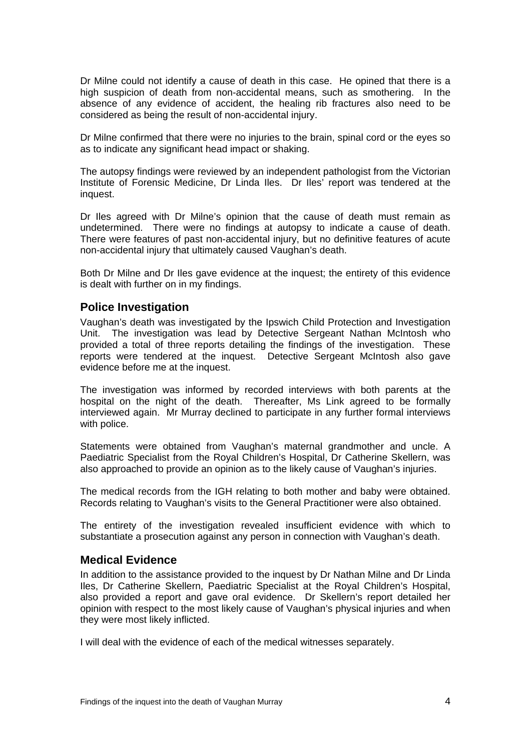Dr Milne could not identify a cause of death in this case. He opined that there is a high suspicion of death from non-accidental means, such as smothering. In the absence of any evidence of accident, the healing rib fractures also need to be considered as being the result of non-accidental injury.

Dr Milne confirmed that there were no injuries to the brain, spinal cord or the eyes so as to indicate any significant head impact or shaking.

The autopsy findings were reviewed by an independent pathologist from the Victorian Institute of Forensic Medicine, Dr Linda Iles. Dr Iles' report was tendered at the inquest.

Dr Iles agreed with Dr Milne's opinion that the cause of death must remain as undetermined. There were no findings at autopsy to indicate a cause of death. There were features of past non-accidental injury, but no definitive features of acute non-accidental injury that ultimately caused Vaughan's death.

Both Dr Milne and Dr Iles gave evidence at the inquest; the entirety of this evidence is dealt with further on in my findings.

## Police Investigation

Vaughan's death was investigated by the Ipswich Child Protection and Investigation Unit. The investigation was lead by Detective Sergeant Nathan McIntosh who provided a total of three reports detailing the findings of the investigation. These reports were tendered at the inquest. Detective Sergeant McIntosh also gave evidence before me at the inquest.

The investigation was informed by recorded interviews with both parents at the hospital on the night of the death. Thereafter, Ms Link agreed to be formally interviewed again. Mr Murray declined to participate in any further formal interviews with police.

Statements were obtained from Vaughan's maternal grandmother and uncle. A Paediatric Specialist from the Royal Children's Hospital, Dr Catherine Skellern, was also approached to provide an opinion as to the likely cause of Vaughan's injuries.

The medical records from the IGH relating to both mother and baby were obtained. Records relating to Vaughan's visits to the General Practitioner were also obtained.

The entirety of the investigation revealed insufficient evidence with which to substantiate a prosecution against any person in connection with Vaughan's death.

## Medical Evidence

In addition to the assistance provided to the inquest by Dr Nathan Milne and Dr Linda Iles, Dr Catherine Skellern, Paediatric Specialist at the Royal Children's Hospital, also provided a report and gave oral evidence. Dr Skellern's report detailed her opinion with respect to the most likely cause of Vaughan's physical injuries and when they were most likely inflicted.

I will deal with the evidence of each of the medical witnesses separately.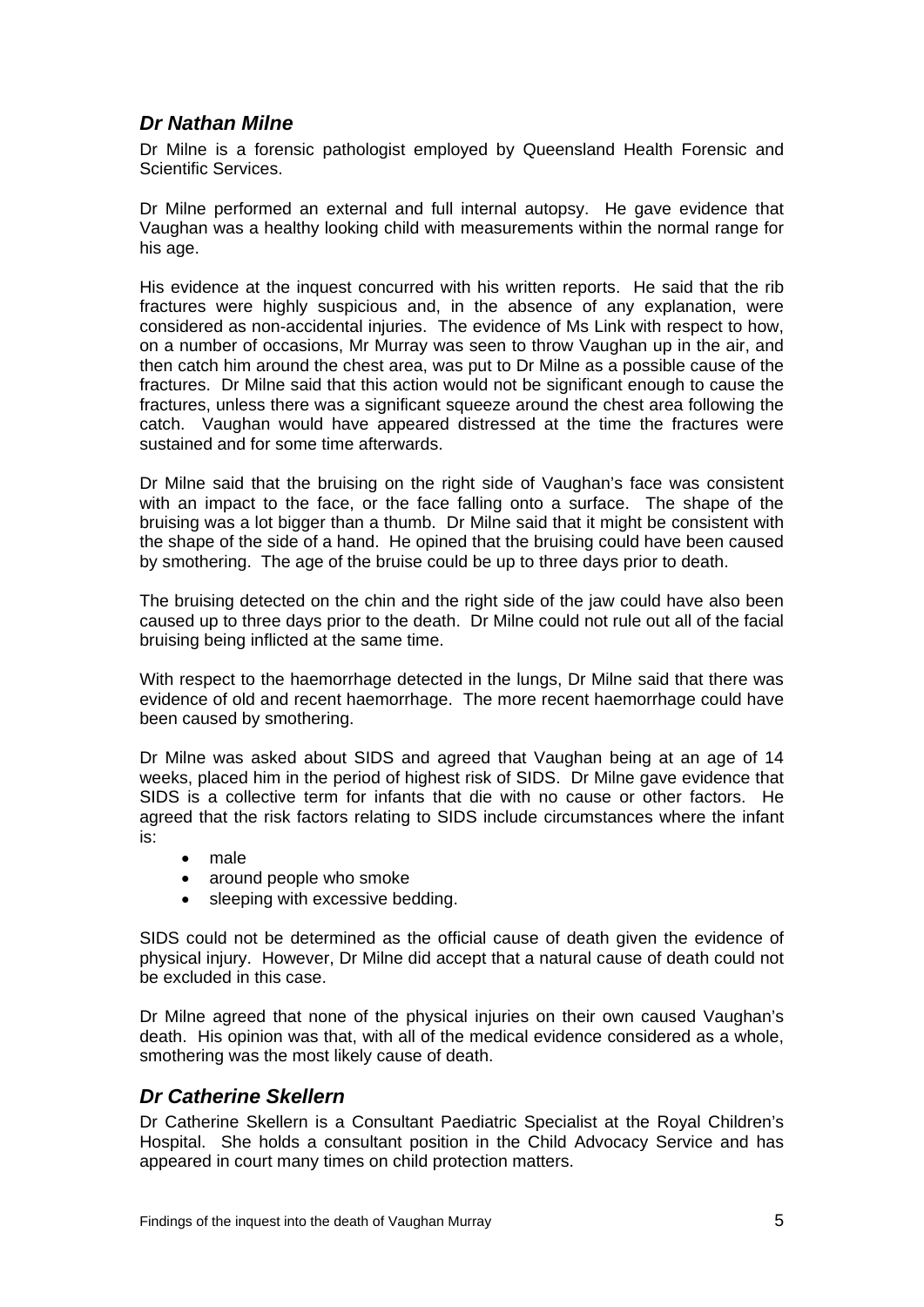## *Dr Nathan Milne*

Dr Milne is a forensic pathologist employed by Queensland Health Forensic and Scientific Services.

Dr Milne performed an external and full internal autopsy. He gave evidence that Vaughan was a healthy looking child with measurements within the normal range for his age.

His evidence at the inquest concurred with his written reports. He said that the rib fractures were highly suspicious and, in the absence of any explanation, were considered as non-accidental injuries. The evidence of Ms Link with respect to how, on a number of occasions, Mr Murray was seen to throw Vaughan up in the air, and then catch him around the chest area, was put to Dr Milne as a possible cause of the fractures. Dr Milne said that this action would not be significant enough to cause the fractures, unless there was a significant squeeze around the chest area following the catch. Vaughan would have appeared distressed at the time the fractures were sustained and for some time afterwards.

Dr Milne said that the bruising on the right side of Vaughan's face was consistent with an impact to the face, or the face falling onto a surface. The shape of the bruising was a lot bigger than a thumb. Dr Milne said that it might be consistent with the shape of the side of a hand. He opined that the bruising could have been caused by smothering. The age of the bruise could be up to three days prior to death.

The bruising detected on the chin and the right side of the jaw could have also been caused up to three days prior to the death. Dr Milne could not rule out all of the facial bruising being inflicted at the same time.

With respect to the haemorrhage detected in the lungs, Dr Milne said that there was evidence of old and recent haemorrhage. The more recent haemorrhage could have been caused by smothering.

Dr Milne was asked about SIDS and agreed that Vaughan being at an age of 14 weeks, placed him in the period of highest risk of SIDS. Dr Milne gave evidence that SIDS is a collective term for infants that die with no cause or other factors. He agreed that the risk factors relating to SIDS include circumstances where the infant is:

- male
- around people who smoke
- sleeping with excessive bedding.

SIDS could not be determined as the official cause of death given the evidence of physical injury. However, Dr Milne did accept that a natural cause of death could not be excluded in this case.

Dr Milne agreed that none of the physical injuries on their own caused Vaughan's death. His opinion was that, with all of the medical evidence considered as a whole, smothering was the most likely cause of death.

## *Dr Catherine Skellern*

Dr Catherine Skellern is a Consultant Paediatric Specialist at the Royal Children's Hospital. She holds a consultant position in the Child Advocacy Service and has appeared in court many times on child protection matters.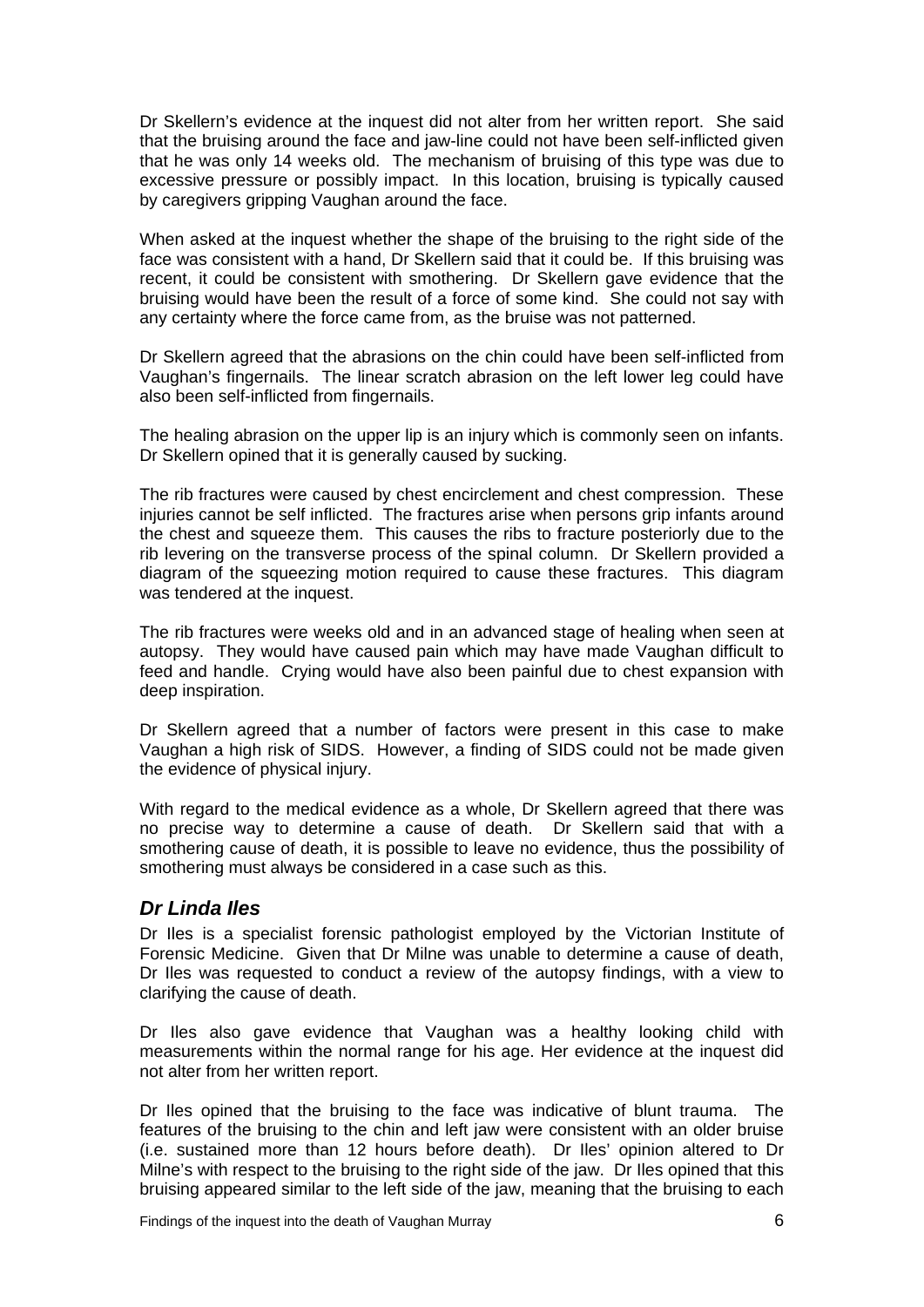Dr Skellern's evidence at the inquest did not alter from her written report. She said that the bruising around the face and jaw-line could not have been self-inflicted given that he was only 14 weeks old. The mechanism of bruising of this type was due to excessive pressure or possibly impact. In this location, bruising is typically caused by caregivers gripping Vaughan around the face.

When asked at the inquest whether the shape of the bruising to the right side of the face was consistent with a hand, Dr Skellern said that it could be. If this bruising was recent, it could be consistent with smothering. Dr Skellern gave evidence that the bruising would have been the result of a force of some kind. She could not say with any certainty where the force came from, as the bruise was not patterned.

Dr Skellern agreed that the abrasions on the chin could have been self-inflicted from Vaughan's fingernails. The linear scratch abrasion on the left lower leg could have also been self-inflicted from fingernails.

The healing abrasion on the upper lip is an injury which is commonly seen on infants. Dr Skellern opined that it is generally caused by sucking.

The rib fractures were caused by chest encirclement and chest compression. These injuries cannot be self inflicted. The fractures arise when persons grip infants around the chest and squeeze them. This causes the ribs to fracture posteriorly due to the rib levering on the transverse process of the spinal column. Dr Skellern provided a diagram of the squeezing motion required to cause these fractures. This diagram was tendered at the inquest.

The rib fractures were weeks old and in an advanced stage of healing when seen at autopsy. They would have caused pain which may have made Vaughan difficult to feed and handle. Crying would have also been painful due to chest expansion with deep inspiration.

Dr Skellern agreed that a number of factors were present in this case to make Vaughan a high risk of SIDS. However, a finding of SIDS could not be made given the evidence of physical injury.

With regard to the medical evidence as a whole, Dr Skellern agreed that there was no precise way to determine a cause of death. Dr Skellern said that with a smothering cause of death, it is possible to leave no evidence, thus the possibility of smothering must always be considered in a case such as this.

### *Dr Linda Iles*

Dr Iles is a specialist forensic pathologist employed by the Victorian Institute of Forensic Medicine. Given that Dr Milne was unable to determine a cause of death, Dr Iles was requested to conduct a review of the autopsy findings, with a view to clarifying the cause of death.

Dr Iles also gave evidence that Vaughan was a healthy looking child with measurements within the normal range for his age. Her evidence at the inquest did not alter from her written report.

Dr Iles opined that the bruising to the face was indicative of blunt trauma. The features of the bruising to the chin and left jaw were consistent with an older bruise (i.e. sustained more than 12 hours before death). Dr Iles' opinion altered to Dr Milne's with respect to the bruising to the right side of the jaw. Dr Iles opined that this bruising appeared similar to the left side of the jaw, meaning that the bruising to each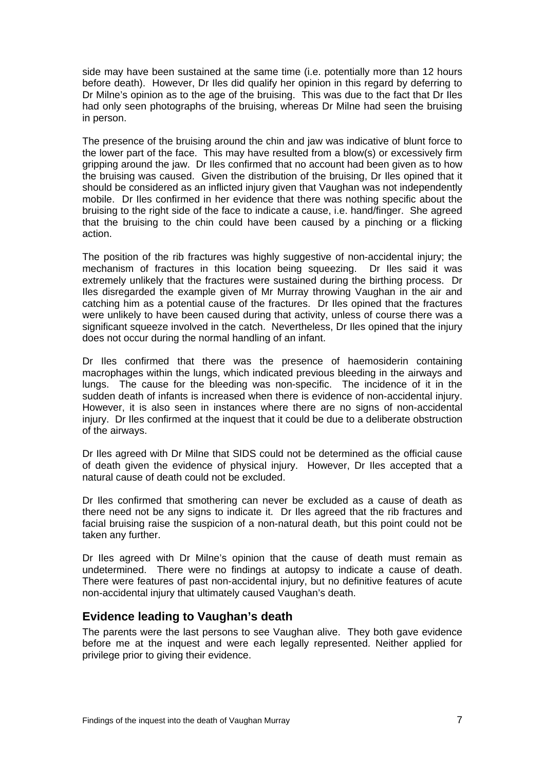side may have been sustained at the same time (i.e. potentially more than 12 hours before death). However, Dr Iles did qualify her opinion in this regard by deferring to Dr Milne's opinion as to the age of the bruising. This was due to the fact that Dr Iles had only seen photographs of the bruising, whereas Dr Milne had seen the bruising in person.

The presence of the bruising around the chin and jaw was indicative of blunt force to the lower part of the face. This may have resulted from a blow(s) or excessively firm gripping around the jaw. Dr Iles confirmed that no account had been given as to how the bruising was caused. Given the distribution of the bruising, Dr Iles opined that it should be considered as an inflicted injury given that Vaughan was not independently mobile. Dr Iles confirmed in her evidence that there was nothing specific about the bruising to the right side of the face to indicate a cause, i.e. hand/finger. She agreed that the bruising to the chin could have been caused by a pinching or a flicking action.

The position of the rib fractures was highly suggestive of non-accidental injury; the mechanism of fractures in this location being squeezing. Dr Iles said it was extremely unlikely that the fractures were sustained during the birthing process. Dr Iles disregarded the example given of Mr Murray throwing Vaughan in the air and catching him as a potential cause of the fractures. Dr Iles opined that the fractures were unlikely to have been caused during that activity, unless of course there was a significant squeeze involved in the catch. Nevertheless, Dr Iles opined that the injury does not occur during the normal handling of an infant.

Dr Iles confirmed that there was the presence of haemosiderin containing macrophages within the lungs, which indicated previous bleeding in the airways and lungs. The cause for the bleeding was non-specific. The incidence of it in the sudden death of infants is increased when there is evidence of non-accidental injury. However, it is also seen in instances where there are no signs of non-accidental injury. Dr Iles confirmed at the inquest that it could be due to a deliberate obstruction of the airways.

Dr Iles agreed with Dr Milne that SIDS could not be determined as the official cause of death given the evidence of physical injury. However, Dr Iles accepted that a natural cause of death could not be excluded.

Dr Iles confirmed that smothering can never be excluded as a cause of death as there need not be any signs to indicate it. Dr Iles agreed that the rib fractures and facial bruising raise the suspicion of a non-natural death, but this point could not be taken any further.

Dr Iles agreed with Dr Milne's opinion that the cause of death must remain as undetermined. There were no findings at autopsy to indicate a cause of death. There were features of past non-accidental injury, but no definitive features of acute non-accidental injury that ultimately caused Vaughan's death.

## Evidence leading to Vaughan's death

The parents were the last persons to see Vaughan alive. They both gave evidence before me at the inquest and were each legally represented. Neither applied for privilege prior to giving their evidence.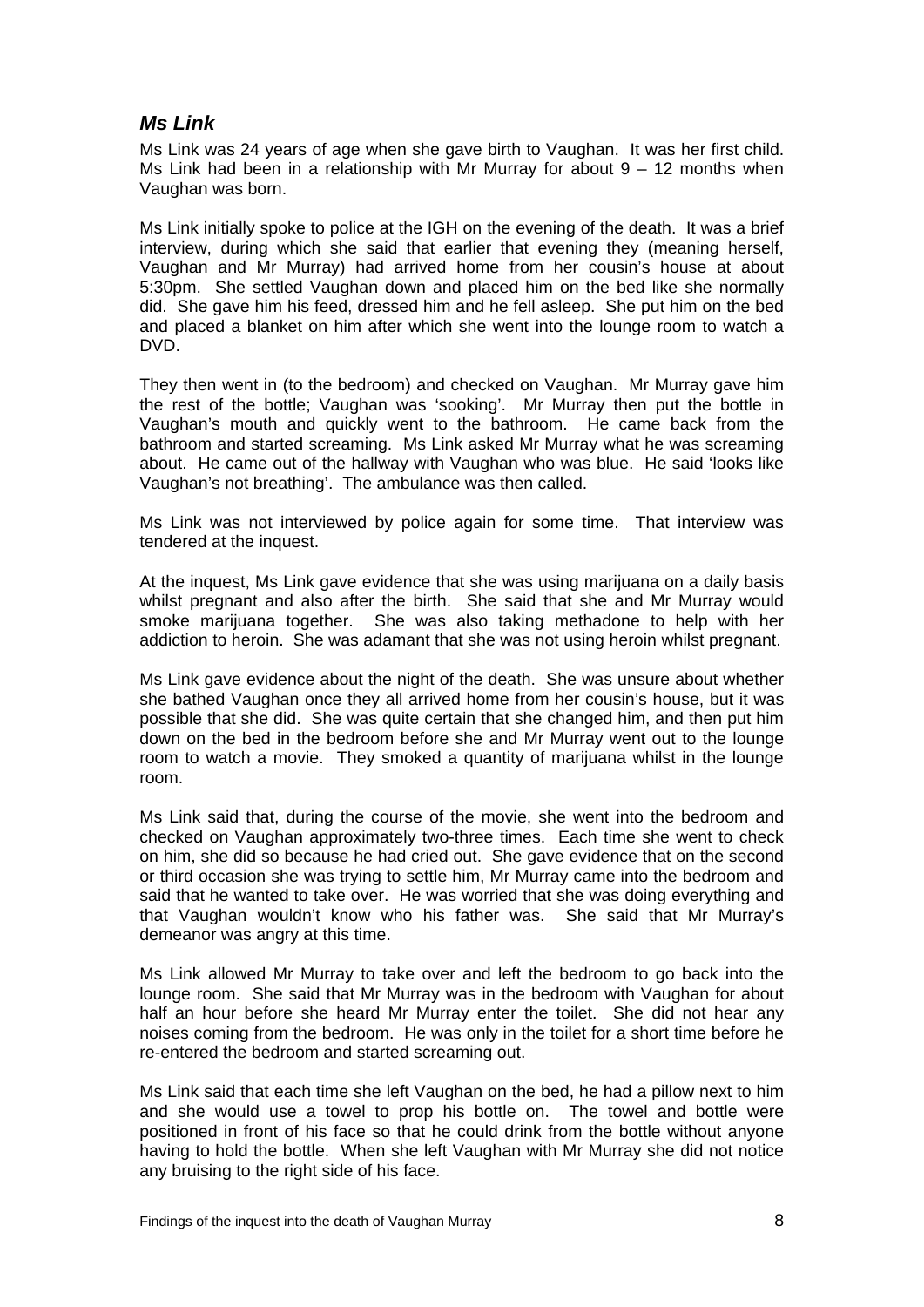### *Ms Link*

Ms Link was 24 years of age when she gave birth to Vaughan. It was her first child. Ms Link had been in a relationship with Mr Murray for about 9 – 12 months when Vaughan was born.

Ms Link initially spoke to police at the IGH on the evening of the death. It was a brief interview, during which she said that earlier that evening they (meaning herself, Vaughan and Mr Murray) had arrived home from her cousin's house at about 5:30pm. She settled Vaughan down and placed him on the bed like she normally did. She gave him his feed, dressed him and he fell asleep. She put him on the bed and placed a blanket on him after which she went into the lounge room to watch a DVD.

They then went in (to the bedroom) and checked on Vaughan. Mr Murray gave him the rest of the bottle; Vaughan was 'sooking'. Mr Murray then put the bottle in Vaughan's mouth and quickly went to the bathroom. He came back from the bathroom and started screaming. Ms Link asked Mr Murray what he was screaming about. He came out of the hallway with Vaughan who was blue. He said 'looks like Vaughan's not breathing'. The ambulance was then called.

Ms Link was not interviewed by police again for some time. That interview was tendered at the inquest.

At the inquest, Ms Link gave evidence that she was using marijuana on a daily basis whilst pregnant and also after the birth. She said that she and Mr Murray would smoke marijuana together. She was also taking methadone to help with her addiction to heroin. She was adamant that she was not using heroin whilst pregnant.

Ms Link gave evidence about the night of the death. She was unsure about whether she bathed Vaughan once they all arrived home from her cousin's house, but it was possible that she did. She was quite certain that she changed him, and then put him down on the bed in the bedroom before she and Mr Murray went out to the lounge room to watch a movie. They smoked a quantity of marijuana whilst in the lounge room.

Ms Link said that, during the course of the movie, she went into the bedroom and checked on Vaughan approximately two-three times. Each time she went to check on him, she did so because he had cried out. She gave evidence that on the second or third occasion she was trying to settle him, Mr Murray came into the bedroom and said that he wanted to take over. He was worried that she was doing everything and that Vaughan wouldn't know who his father was. She said that Mr Murray's demeanor was angry at this time.

Ms Link allowed Mr Murray to take over and left the bedroom to go back into the lounge room. She said that Mr Murray was in the bedroom with Vaughan for about half an hour before she heard Mr Murray enter the toilet. She did not hear any noises coming from the bedroom. He was only in the toilet for a short time before he re-entered the bedroom and started screaming out.

Ms Link said that each time she left Vaughan on the bed, he had a pillow next to him and she would use a towel to prop his bottle on. The towel and bottle were positioned in front of his face so that he could drink from the bottle without anyone having to hold the bottle. When she left Vaughan with Mr Murray she did not notice any bruising to the right side of his face.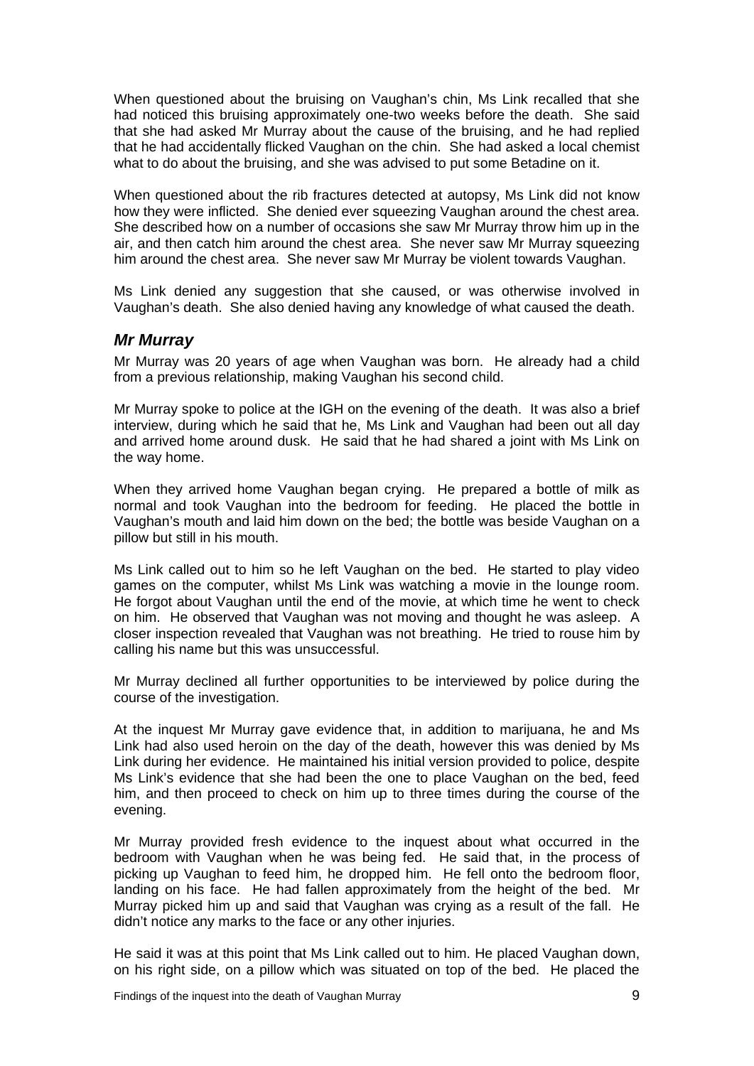When questioned about the bruising on Vaughan's chin, Ms Link recalled that she had noticed this bruising approximately one-two weeks before the death. She said that she had asked Mr Murray about the cause of the bruising, and he had replied that he had accidentally flicked Vaughan on the chin. She had asked a local chemist what to do about the bruising, and she was advised to put some Betadine on it.

When questioned about the rib fractures detected at autopsy, Ms Link did not know how they were inflicted. She denied ever squeezing Vaughan around the chest area. She described how on a number of occasions she saw Mr Murray throw him up in the air, and then catch him around the chest area. She never saw Mr Murray squeezing him around the chest area. She never saw Mr Murray be violent towards Vaughan.

Ms Link denied any suggestion that she caused, or was otherwise involved in Vaughan's death. She also denied having any knowledge of what caused the death.

### *Mr Murray*

Mr Murray was 20 years of age when Vaughan was born. He already had a child from a previous relationship, making Vaughan his second child.

Mr Murray spoke to police at the IGH on the evening of the death. It was also a brief interview, during which he said that he, Ms Link and Vaughan had been out all day and arrived home around dusk. He said that he had shared a joint with Ms Link on the way home.

When they arrived home Vaughan began crying. He prepared a bottle of milk as normal and took Vaughan into the bedroom for feeding. He placed the bottle in Vaughan's mouth and laid him down on the bed; the bottle was beside Vaughan on a pillow but still in his mouth.

Ms Link called out to him so he left Vaughan on the bed. He started to play video games on the computer, whilst Ms Link was watching a movie in the lounge room. He forgot about Vaughan until the end of the movie, at which time he went to check on him. He observed that Vaughan was not moving and thought he was asleep. A closer inspection revealed that Vaughan was not breathing. He tried to rouse him by calling his name but this was unsuccessful.

Mr Murray declined all further opportunities to be interviewed by police during the course of the investigation.

At the inquest Mr Murray gave evidence that, in addition to marijuana, he and Ms Link had also used heroin on the day of the death, however this was denied by Ms Link during her evidence. He maintained his initial version provided to police, despite Ms Link's evidence that she had been the one to place Vaughan on the bed, feed him, and then proceed to check on him up to three times during the course of the evening.

Mr Murray provided fresh evidence to the inquest about what occurred in the bedroom with Vaughan when he was being fed. He said that, in the process of picking up Vaughan to feed him, he dropped him. He fell onto the bedroom floor, landing on his face. He had fallen approximately from the height of the bed. Mr Murray picked him up and said that Vaughan was crying as a result of the fall. He didn't notice any marks to the face or any other injuries.

He said it was at this point that Ms Link called out to him. He placed Vaughan down, on his right side, on a pillow which was situated on top of the bed. He placed the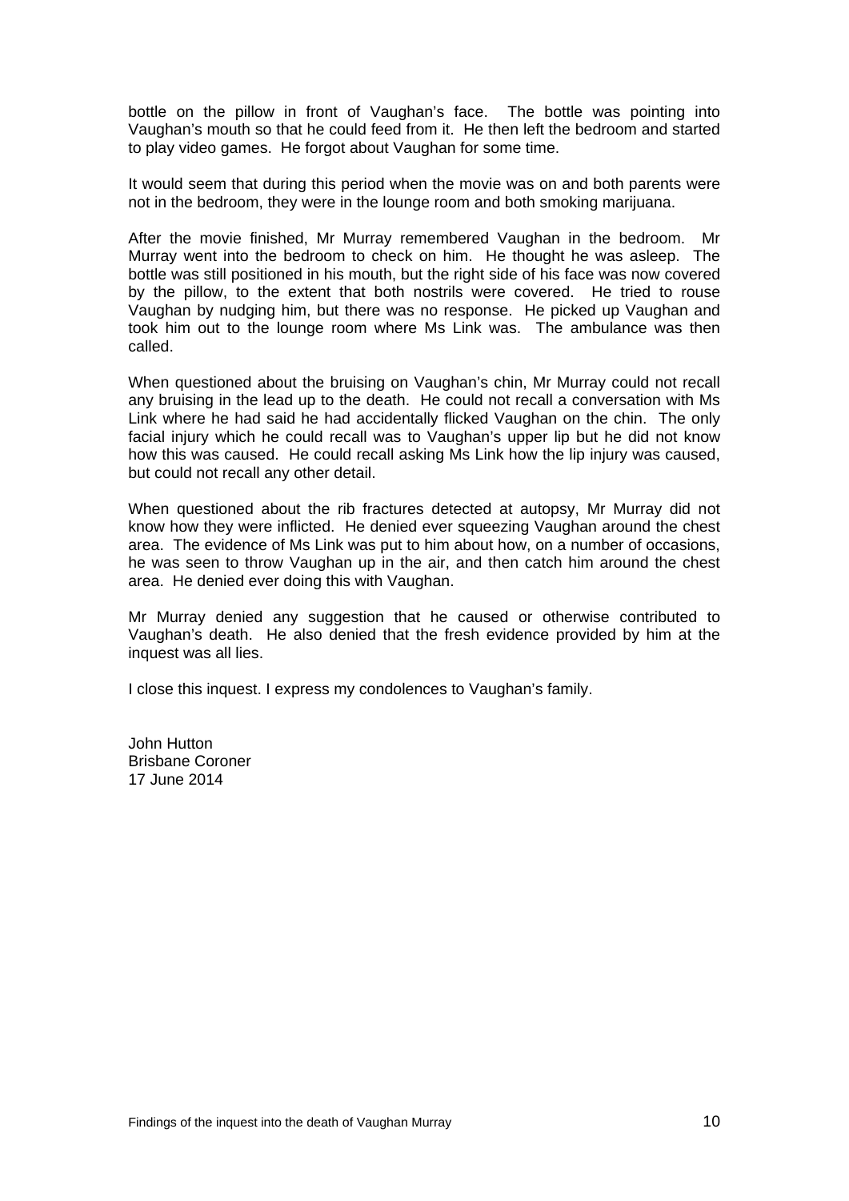bottle on the pillow in front of Vaughan's face. The bottle was pointing into Vaughan's mouth so that he could feed from it. He then left the bedroom and started to play video games. He forgot about Vaughan for some time.

It would seem that during this period when the movie was on and both parents were not in the bedroom, they were in the lounge room and both smoking marijuana.

After the movie finished, Mr Murray remembered Vaughan in the bedroom. Mr Murray went into the bedroom to check on him. He thought he was asleep. The bottle was still positioned in his mouth, but the right side of his face was now covered by the pillow, to the extent that both nostrils were covered. He tried to rouse Vaughan by nudging him, but there was no response. He picked up Vaughan and took him out to the lounge room where Ms Link was. The ambulance was then called.

When questioned about the bruising on Vaughan's chin, Mr Murray could not recall any bruising in the lead up to the death. He could not recall a conversation with Ms Link where he had said he had accidentally flicked Vaughan on the chin. The only facial injury which he could recall was to Vaughan's upper lip but he did not know how this was caused. He could recall asking Ms Link how the lip injury was caused, but could not recall any other detail.

When questioned about the rib fractures detected at autopsy, Mr Murray did not know how they were inflicted. He denied ever squeezing Vaughan around the chest area. The evidence of Ms Link was put to him about how, on a number of occasions, he was seen to throw Vaughan up in the air, and then catch him around the chest area. He denied ever doing this with Vaughan.

Mr Murray denied any suggestion that he caused or otherwise contributed to Vaughan's death. He also denied that the fresh evidence provided by him at the inquest was all lies.

I close this inquest. I express my condolences to Vaughan's family.

John Hutton
Brisbane Coroner
17 June 2014